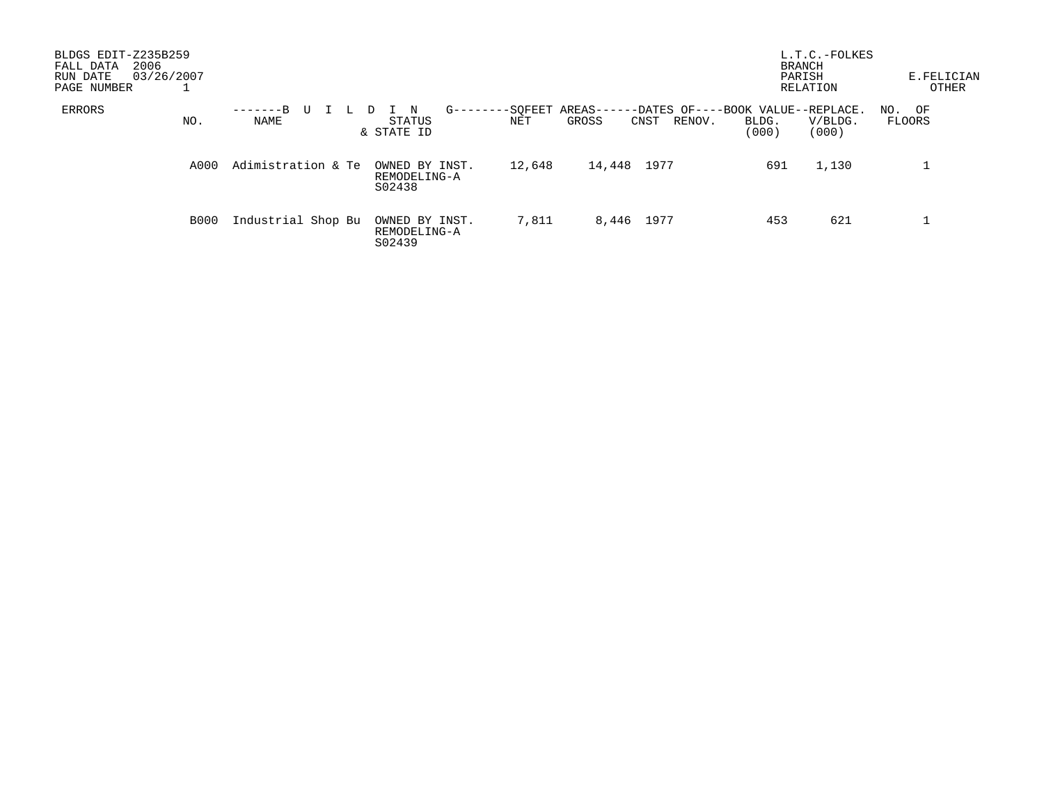BLDGS EDIT-Z235B259
FALL DATA 2006
RUN DATE 03/26/2007
PAGE NUMBER 1

L.T.C.-FOLKES
BRANCH
PARISH E.FELICIAN
RELATION OTHER

| ERRORS | NO. | -------B U I L D I N G-------- NAME | STATUS & STATE ID | SQFEET AREAS------ NET | GROSS | DATES OF---- CNST | RENOV. | BOOK VALUE-- BLDG. (000) | REPLACE. V/BLDG. (000) | NO. OF FLOORS |
|---|---|---|---|---|---|---|---|---|---|---|
| | A000 | Adimistration & Te | OWNED BY INST. REMODELING-A S02438 | 12,648 | 14,448 | 1977 | | 691 | 1,130 | 1 |
| | B000 | Industrial Shop Bu | OWNED BY INST. REMODELING-A S02439 | 7,811 | 8,446 | 1977 | | 453 | 621 | 1 |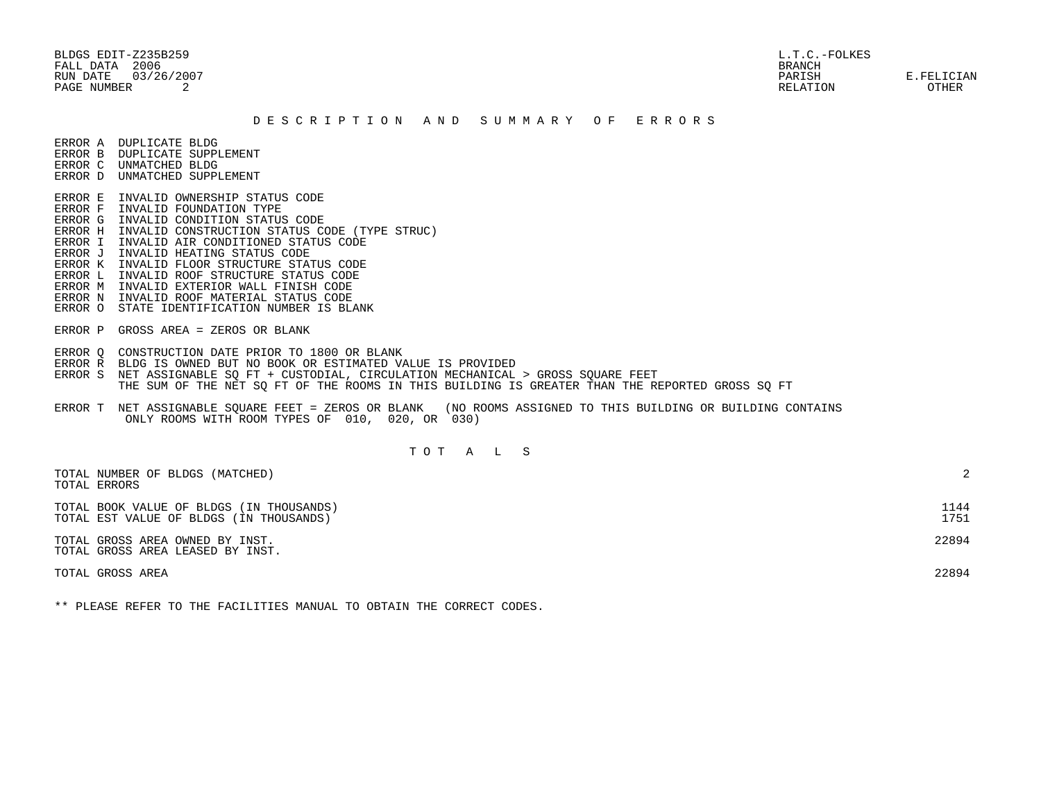BLDGS EDIT-Z235B259
FALL DATA 2006
RUN DATE 03/26/2007

L.T.C.-FOLKES
BRANCH
PARISH E.FELICIAN
RELATION OTHER

## D E S C R I P T I O N   A N D   S U M M A R Y   O F   E R R O R S

ERROR A DUPLICATE BLDG
ERROR B DUPLICATE SUPPLEMENT
ERROR C UNMATCHED BLDG
ERROR D UNMATCHED SUPPLEMENT

ERROR E INVALID OWNERSHIP STATUS CODE
ERROR F INVALID FOUNDATION TYPE
ERROR G INVALID CONDITION STATUS CODE
ERROR H INVALID CONSTRUCTION STATUS CODE (TYPE STRUC)
ERROR I INVALID AIR CONDITIONED STATUS CODE
ERROR J INVALID HEATING STATUS CODE
ERROR K INVALID FLOOR STRUCTURE STATUS CODE
ERROR L INVALID ROOF STRUCTURE STATUS CODE
ERROR M INVALID EXTERIOR WALL FINISH CODE
ERROR N INVALID ROOF MATERIAL STATUS CODE
ERROR O STATE IDENTIFICATION NUMBER IS BLANK

ERROR P GROSS AREA = ZEROS OR BLANK

ERROR Q CONSTRUCTION DATE PRIOR TO 1800 OR BLANK
ERROR R BLDG IS OWNED BUT NO BOOK OR ESTIMATED VALUE IS PROVIDED
ERROR S NET ASSIGNABLE SQ FT + CUSTODIAL, CIRCULATION MECHANICAL > GROSS SQUARE FEET
THE SUM OF THE NET SQ FT OF THE ROOMS IN THIS BUILDING IS GREATER THAN THE REPORTED GROSS SQ FT

ERROR T NET ASSIGNABLE SQUARE FEET = ZEROS OR BLANK (NO ROOMS ASSIGNED TO THIS BUILDING OR BUILDING CONTAINS ONLY ROOMS WITH ROOM TYPES OF 010, 020, OR 030)

## T O T A L S

| | |
|---|---|
| TOTAL NUMBER OF BLDGS (MATCHED) | 2 |
| TOTAL ERRORS | |
| TOTAL BOOK VALUE OF BLDGS (IN THOUSANDS) | 1144 |
| TOTAL EST VALUE OF BLDGS (IN THOUSANDS) | 1751 |
| TOTAL GROSS AREA OWNED BY INST. | 22894 |
| TOTAL GROSS AREA LEASED BY INST. | |
| TOTAL GROSS AREA | 22894 |

** PLEASE REFER TO THE FACILITIES MANUAL TO OBTAIN THE CORRECT CODES.